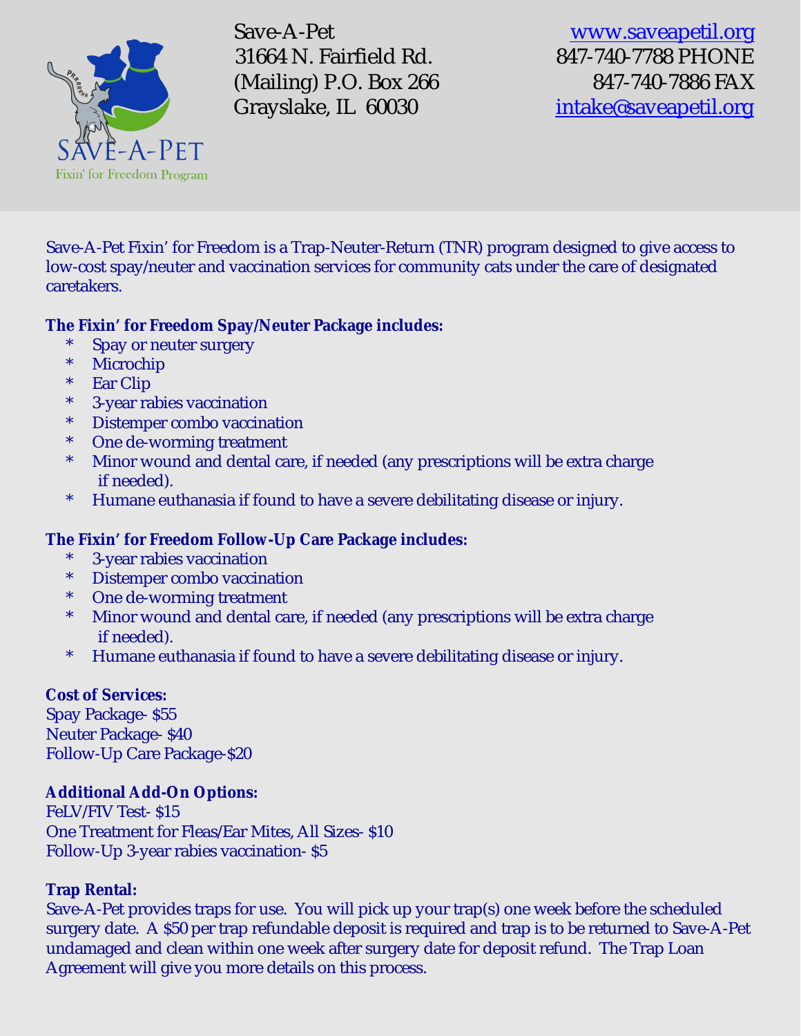Save-A-Pet
31664 N. Fairfield Rd.
(Mailing) P.O. Box 266
Grayslake, IL 60030

www.saveapetil.org
847-740-7788 PHONE
847-740-7886 FAX
intake@saveapetil.org

SAVE-A-PET
Fixin' for Freedom Program

Save-A-Pet Fixin' for Freedom is a Trap-Neuter-Return (TNR) program designed to give access to low-cost spay/neuter and vaccination services for community cats under the care of designated caretakers.

**The Fixin' for Freedom Spay/Neuter Package includes:**

* Spay or neuter surgery
* Microchip
* Ear Clip
* 3-year rabies vaccination
* Distemper combo vaccination
* One de-worming treatment
* Minor wound and dental care, if needed (any prescriptions will be extra charge if needed).
* Humane euthanasia if found to have a severe debilitating disease or injury.

**The Fixin' for Freedom Follow-Up Care Package includes:**

* 3-year rabies vaccination
* Distemper combo vaccination
* One de-worming treatment
* Minor wound and dental care, if needed (any prescriptions will be extra charge if needed).
* Humane euthanasia if found to have a severe debilitating disease or injury.

**Cost of Services:**
Spay Package- $55
Neuter Package- $40
Follow-Up Care Package-$20

**Additional Add-On Options:**
FeLV/FIV Test- $15
One Treatment for Fleas/Ear Mites, All Sizes- $10
Follow-Up 3-year rabies vaccination- $5

**Trap Rental:**
Save-A-Pet provides traps for use. You will pick up your trap(s) one week before the scheduled surgery date. A $50 per trap refundable deposit is required and trap is to be returned to Save-A-Pet undamaged and clean within one week after surgery date for deposit refund. The Trap Loan Agreement will give you more details on this process.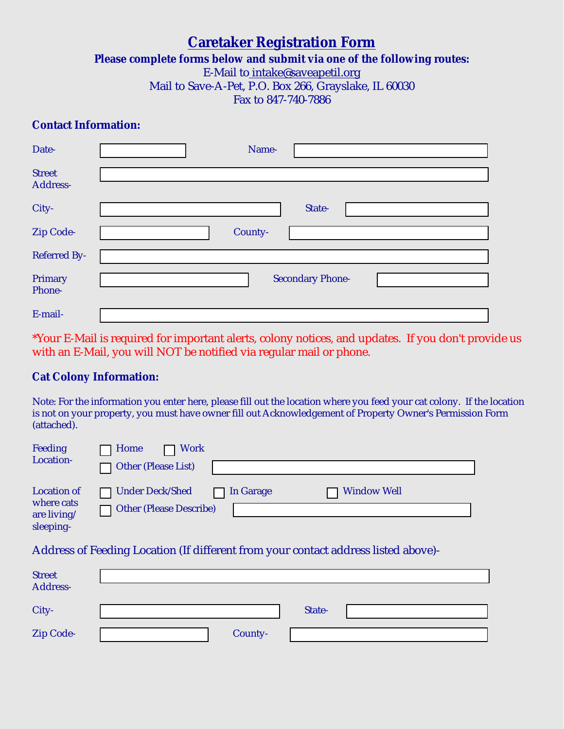# Caretaker Registration Form

**Please complete forms below and submit via one of the following routes:**

E-Mail to intake@saveapetil.org

Mail to Save-A-Pet, P.O. Box 266, Grayslake, IL 60030

Fax to 847-740-7886

### Contact Information:

Date- ______________ Name- ______________

Street Address- ______________

City- ______________ State- ______________

Zip Code- ______________ County- ______________

Referred By- ______________

Primary Phone- ______________ Secondary Phone- ______________

E-mail- ______________

*Your E-Mail is required for important alerts, colony notices, and updates. If you don't provide us with an E-Mail, you will NOT be notified via regular mail or phone.

### Cat Colony Information:

Note: For the information you enter here, please fill out the location where you feed your cat colony. If the location is not on your property, you must have owner fill out Acknowledgement of Property Owner's Permission Form (attached).

Feeding Location-
- ☐ Home
- ☐ Work
- ☐ Other (Please List) ______________

Location of where cats are living/ sleeping-
- ☐ Under Deck/Shed
- ☐ In Garage
- ☐ Window Well
- ☐ Other (Please Describe) ______________

Address of Feeding Location (If different from your contact address listed above)-

Street Address- ______________

City- ______________ State- ______________

Zip Code- ______________ County- ______________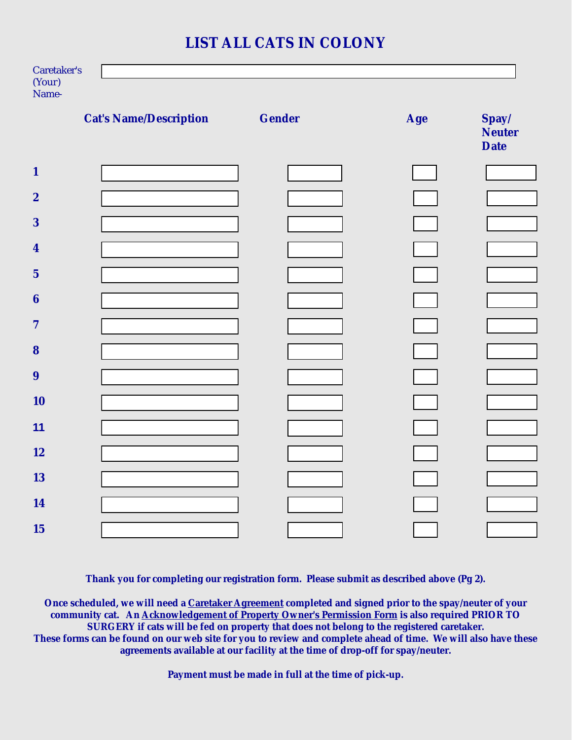# LIST ALL CATS IN COLONY

Caretaker's (Your) Name-

| | Cat's Name/Description | Gender | Age | Spay/ Neuter Date |
|---|---|---|---|---|
| 1 | | | | |
| 2 | | | | |
| 3 | | | | |
| 4 | | | | |
| 5 | | | | |
| 6 | | | | |
| 7 | | | | |
| 8 | | | | |
| 9 | | | | |
| 10 | | | | |
| 11 | | | | |
| 12 | | | | |
| 13 | | | | |
| 14 | | | | |
| 15 | | | | |

**Thank you for completing our registration form. Please submit as described above (Pg 2).**

**Once scheduled, we will need a Caretaker Agreement completed and signed prior to the spay/neuter of your community cat. An Acknowledgement of Property Owner's Permission Form is also required PRIOR TO SURGERY if cats will be fed on property that does not belong to the registered caretaker. These forms can be found on our web site for you to review and complete ahead of time. We will also have these agreements available at our facility at the time of drop-off for spay/neuter.**

**Payment must be made in full at the time of pick-up.**